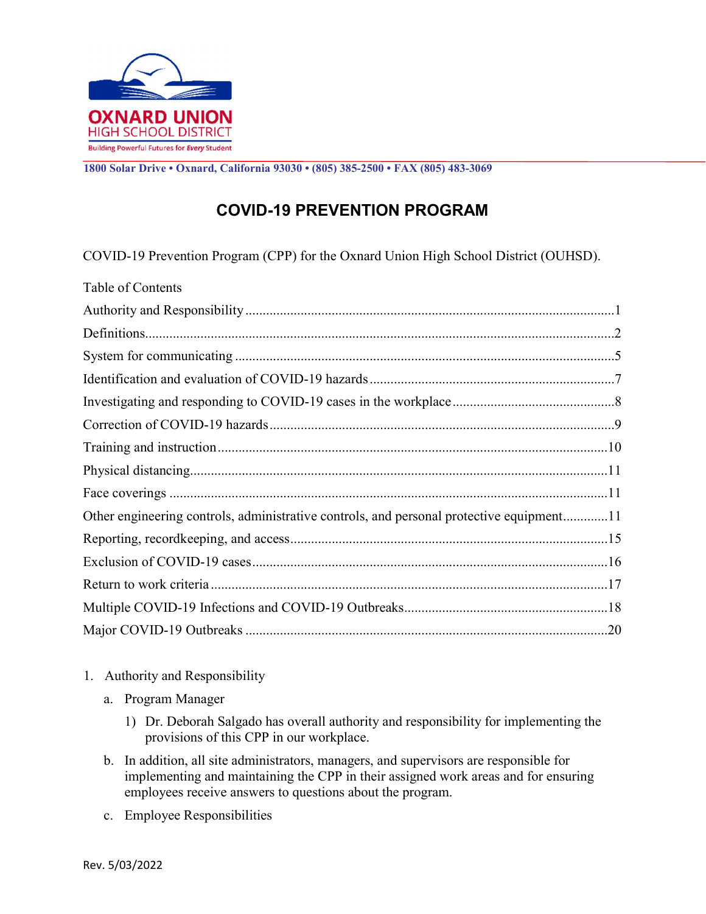**OXNARD UNION HIGH SCHOOL DISTRICT**

Building Powerful Futures for *Every* Student

**1800 Solar Drive • Oxnard, California 93030 • (805) 385-2500 • FAX (805) 483-3069**

# COVID-19 PREVENTION PROGRAM

COVID-19 Prevention Program (CPP) for the Oxnard Union High School District (OUHSD).

Table of Contents

Authority and Responsibility ........................................ 1

Definitions ........................................ 2

System for communicating ........................................ 5

Identification and evaluation of COVID-19 hazards ........................................ 7

Investigating and responding to COVID-19 cases in the workplace ........................................ 8

Correction of COVID-19 hazards ........................................ 9

Training and instruction ........................................ 10

Physical distancing ........................................ 11

Face coverings ........................................ 11

Other engineering controls, administrative controls, and personal protective equipment ............ 11

Reporting, recordkeeping, and access ........................................ 15

Exclusion of COVID-19 cases ........................................ 16

Return to work criteria ........................................ 17

Multiple COVID-19 Infections and COVID-19 Outbreaks ........................................ 18

Major COVID-19 Outbreaks ........................................ 20

1. Authority and Responsibility
   a. Program Manager
      1) Dr. Deborah Salgado has overall authority and responsibility for implementing the provisions of this CPP in our workplace.
   b. In addition, all site administrators, managers, and supervisors are responsible for implementing and maintaining the CPP in their assigned work areas and for ensuring employees receive answers to questions about the program.
   c. Employee Responsibilities

Rev. 5/03/2022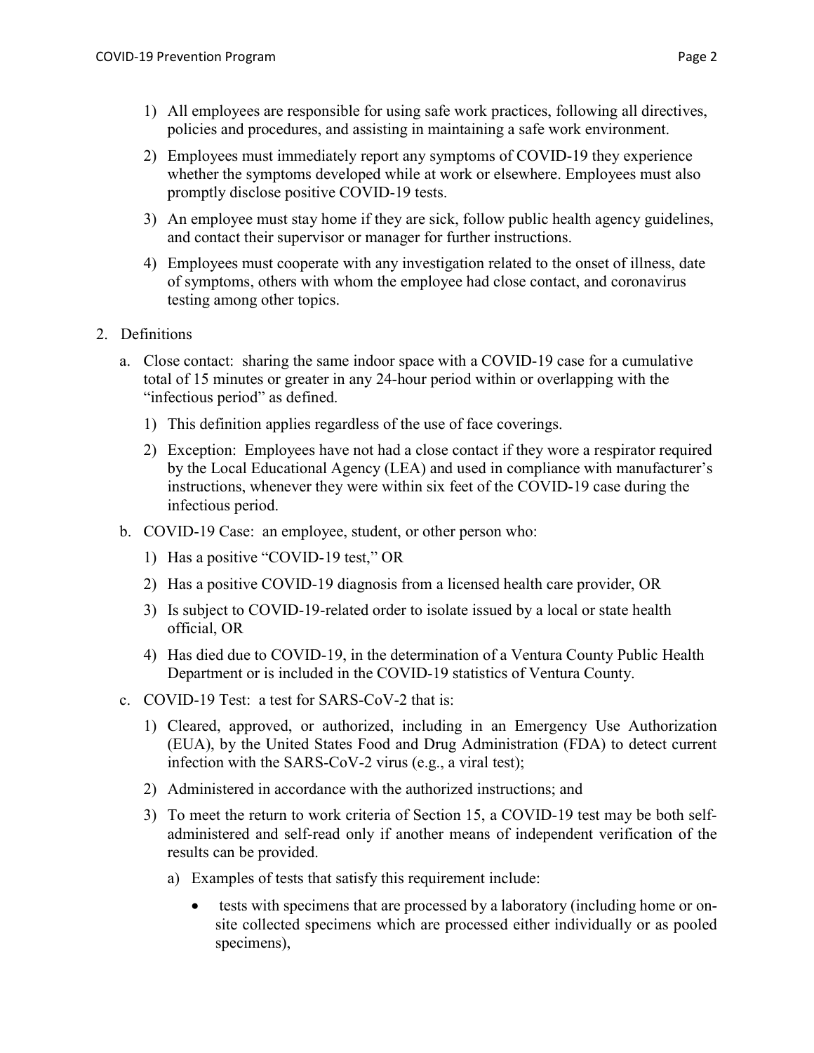1) All employees are responsible for using safe work practices, following all directives, policies and procedures, and assisting in maintaining a safe work environment.

2) Employees must immediately report any symptoms of COVID-19 they experience whether the symptoms developed while at work or elsewhere. Employees must also promptly disclose positive COVID-19 tests.

3) An employee must stay home if they are sick, follow public health agency guidelines, and contact their supervisor or manager for further instructions.

4) Employees must cooperate with any investigation related to the onset of illness, date of symptoms, others with whom the employee had close contact, and coronavirus testing among other topics.

2. Definitions

   a. Close contact: sharing the same indoor space with a COVID-19 case for a cumulative total of 15 minutes or greater in any 24-hour period within or overlapping with the "infectious period" as defined.

      1) This definition applies regardless of the use of face coverings.

      2) Exception: Employees have not had a close contact if they wore a respirator required by the Local Educational Agency (LEA) and used in compliance with manufacturer's instructions, whenever they were within six feet of the COVID-19 case during the infectious period.

   b. COVID-19 Case: an employee, student, or other person who:

      1) Has a positive "COVID-19 test," OR

      2) Has a positive COVID-19 diagnosis from a licensed health care provider, OR

      3) Is subject to COVID-19-related order to isolate issued by a local or state health official, OR

      4) Has died due to COVID-19, in the determination of a Ventura County Public Health Department or is included in the COVID-19 statistics of Ventura County.

   c. COVID-19 Test: a test for SARS-CoV-2 that is:

      1) Cleared, approved, or authorized, including in an Emergency Use Authorization (EUA), by the United States Food and Drug Administration (FDA) to detect current infection with the SARS-CoV-2 virus (e.g., a viral test);

      2) Administered in accordance with the authorized instructions; and

      3) To meet the return to work criteria of Section 15, a COVID-19 test may be both self-administered and self-read only if another means of independent verification of the results can be provided.

         a) Examples of tests that satisfy this requirement include:

            - tests with specimens that are processed by a laboratory (including home or on-site collected specimens which are processed either individually or as pooled specimens),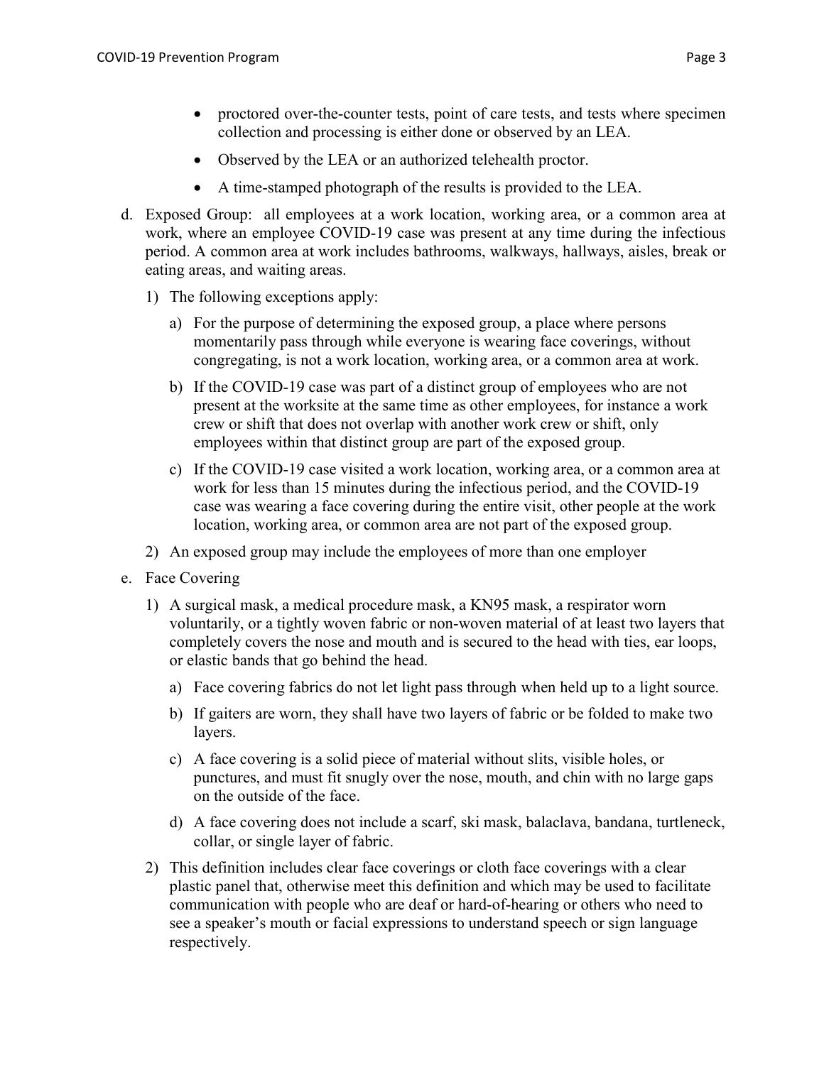- proctored over-the-counter tests, point of care tests, and tests where specimen collection and processing is either done or observed by an LEA.
- Observed by the LEA or an authorized telehealth proctor.
- A time-stamped photograph of the results is provided to the LEA.

d. Exposed Group: all employees at a work location, working area, or a common area at work, where an employee COVID-19 case was present at any time during the infectious period. A common area at work includes bathrooms, walkways, hallways, aisles, break or eating areas, and waiting areas.

1) The following exceptions apply:

a) For the purpose of determining the exposed group, a place where persons momentarily pass through while everyone is wearing face coverings, without congregating, is not a work location, working area, or a common area at work.

b) If the COVID-19 case was part of a distinct group of employees who are not present at the worksite at the same time as other employees, for instance a work crew or shift that does not overlap with another work crew or shift, only employees within that distinct group are part of the exposed group.

c) If the COVID-19 case visited a work location, working area, or a common area at work for less than 15 minutes during the infectious period, and the COVID-19 case was wearing a face covering during the entire visit, other people at the work location, working area, or common area are not part of the exposed group.

2) An exposed group may include the employees of more than one employer

e. Face Covering

1) A surgical mask, a medical procedure mask, a KN95 mask, a respirator worn voluntarily, or a tightly woven fabric or non-woven material of at least two layers that completely covers the nose and mouth and is secured to the head with ties, ear loops, or elastic bands that go behind the head.

a) Face covering fabrics do not let light pass through when held up to a light source.

b) If gaiters are worn, they shall have two layers of fabric or be folded to make two layers.

c) A face covering is a solid piece of material without slits, visible holes, or punctures, and must fit snugly over the nose, mouth, and chin with no large gaps on the outside of the face.

d) A face covering does not include a scarf, ski mask, balaclava, bandana, turtleneck, collar, or single layer of fabric.

2) This definition includes clear face coverings or cloth face coverings with a clear plastic panel that, otherwise meet this definition and which may be used to facilitate communication with people who are deaf or hard-of-hearing or others who need to see a speaker's mouth or facial expressions to understand speech or sign language respectively.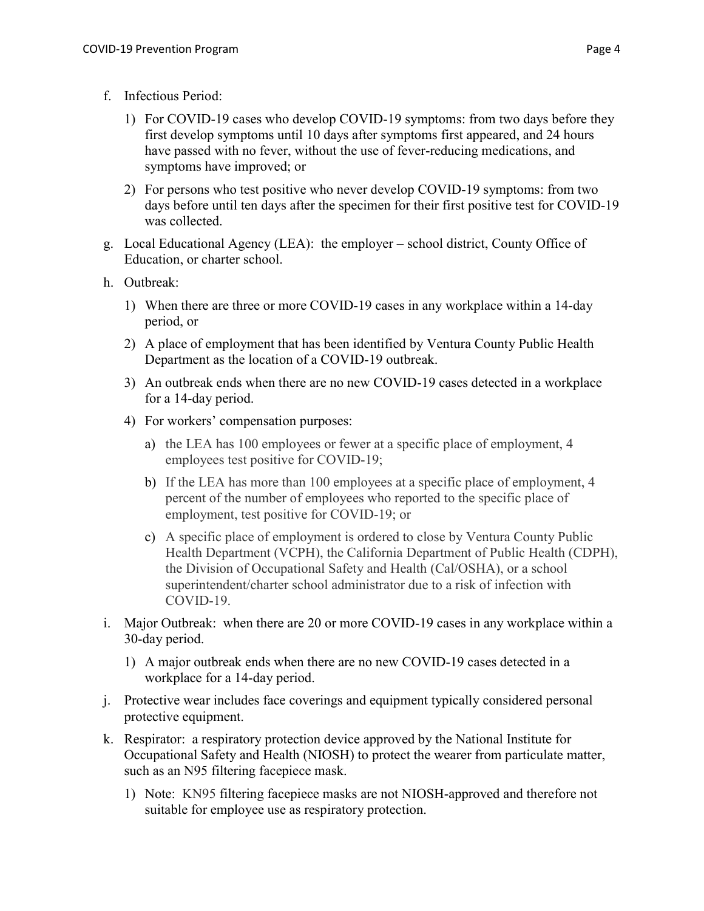f. Infectious Period:

   1) For COVID-19 cases who develop COVID-19 symptoms: from two days before they first develop symptoms until 10 days after symptoms first appeared, and 24 hours have passed with no fever, without the use of fever-reducing medications, and symptoms have improved; or

   2) For persons who test positive who never develop COVID-19 symptoms: from two days before until ten days after the specimen for their first positive test for COVID-19 was collected.

g. Local Educational Agency (LEA): the employer – school district, County Office of Education, or charter school.

h. Outbreak:

   1) When there are three or more COVID-19 cases in any workplace within a 14-day period, or

   2) A place of employment that has been identified by Ventura County Public Health Department as the location of a COVID-19 outbreak.

   3) An outbreak ends when there are no new COVID-19 cases detected in a workplace for a 14-day period.

   4) For workers' compensation purposes:

      a) the LEA has 100 employees or fewer at a specific place of employment, 4 employees test positive for COVID-19;

      b) If the LEA has more than 100 employees at a specific place of employment, 4 percent of the number of employees who reported to the specific place of employment, test positive for COVID-19; or

      c) A specific place of employment is ordered to close by Ventura County Public Health Department (VCPH), the California Department of Public Health (CDPH), the Division of Occupational Safety and Health (Cal/OSHA), or a school superintendent/charter school administrator due to a risk of infection with COVID-19.

i. Major Outbreak: when there are 20 or more COVID-19 cases in any workplace within a 30-day period.

   1) A major outbreak ends when there are no new COVID-19 cases detected in a workplace for a 14-day period.

j. Protective wear includes face coverings and equipment typically considered personal protective equipment.

k. Respirator: a respiratory protection device approved by the National Institute for Occupational Safety and Health (NIOSH) to protect the wearer from particulate matter, such as an N95 filtering facepiece mask.

   1) Note: KN95 filtering facepiece masks are not NIOSH-approved and therefore not suitable for employee use as respiratory protection.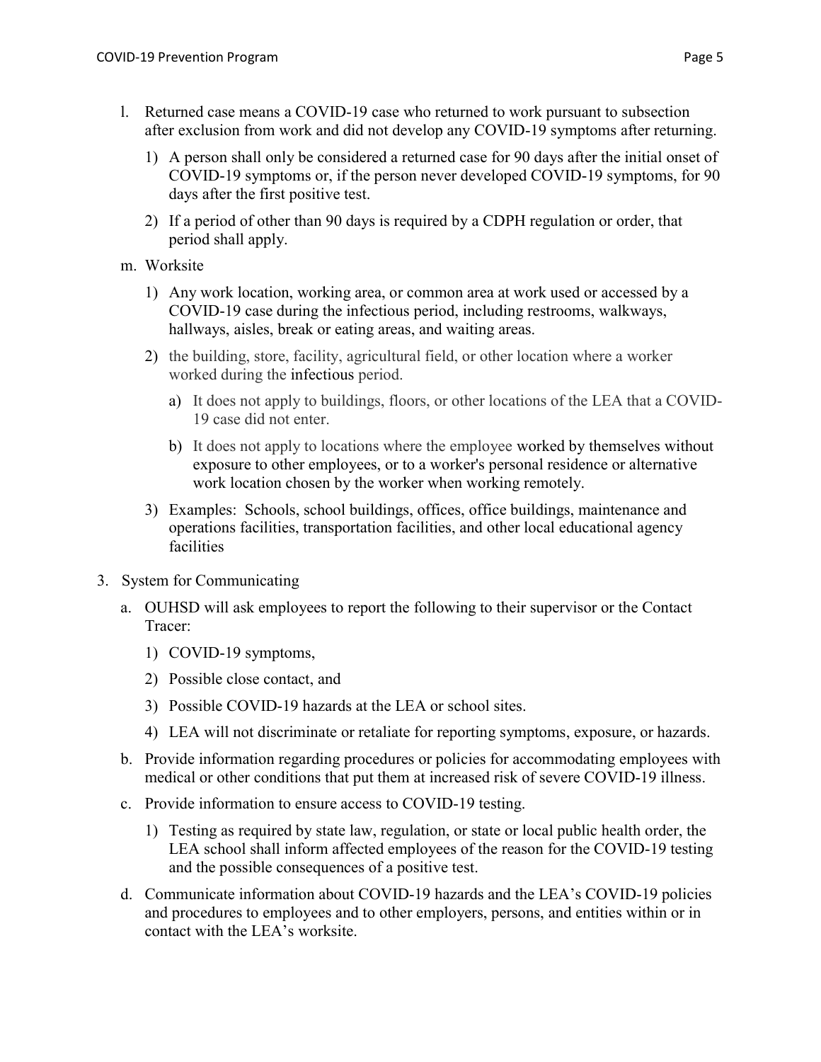l. Returned case means a COVID-19 case who returned to work pursuant to subsection after exclusion from work and did not develop any COVID-19 symptoms after returning.

   1) A person shall only be considered a returned case for 90 days after the initial onset of COVID-19 symptoms or, if the person never developed COVID-19 symptoms, for 90 days after the first positive test.

   2) If a period of other than 90 days is required by a CDPH regulation or order, that period shall apply.

m. Worksite

   1) Any work location, working area, or common area at work used or accessed by a COVID-19 case during the infectious period, including restrooms, walkways, hallways, aisles, break or eating areas, and waiting areas.

   2) the building, store, facility, agricultural field, or other location where a worker worked during the infectious period.

      a) It does not apply to buildings, floors, or other locations of the LEA that a COVID-19 case did not enter.

      b) It does not apply to locations where the employee worked by themselves without exposure to other employees, or to a worker's personal residence or alternative work location chosen by the worker when working remotely.

   3) Examples: Schools, school buildings, offices, office buildings, maintenance and operations facilities, transportation facilities, and other local educational agency facilities

3. System for Communicating

   a. OUHSD will ask employees to report the following to their supervisor or the Contact Tracer:

      1) COVID-19 symptoms,

      2) Possible close contact, and

      3) Possible COVID-19 hazards at the LEA or school sites.

      4) LEA will not discriminate or retaliate for reporting symptoms, exposure, or hazards.

   b. Provide information regarding procedures or policies for accommodating employees with medical or other conditions that put them at increased risk of severe COVID-19 illness.

   c. Provide information to ensure access to COVID-19 testing.

      1) Testing as required by state law, regulation, or state or local public health order, the LEA school shall inform affected employees of the reason for the COVID-19 testing and the possible consequences of a positive test.

   d. Communicate information about COVID-19 hazards and the LEA's COVID-19 policies and procedures to employees and to other employers, persons, and entities within or in contact with the LEA's worksite.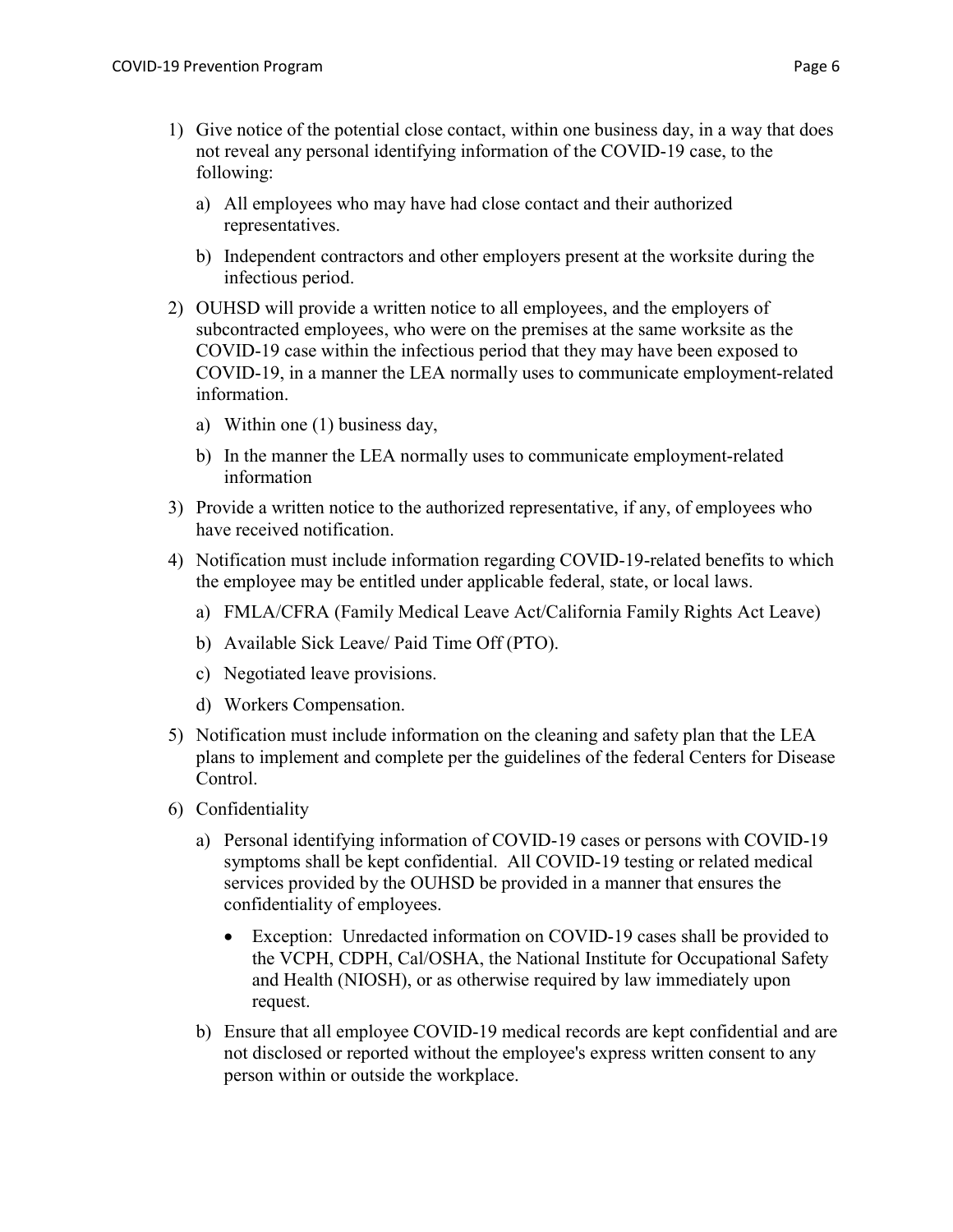1) Give notice of the potential close contact, within one business day, in a way that does not reveal any personal identifying information of the COVID-19 case, to the following:
   a) All employees who may have had close contact and their authorized representatives.
   b) Independent contractors and other employers present at the worksite during the infectious period.
2) OUHSD will provide a written notice to all employees, and the employers of subcontracted employees, who were on the premises at the same worksite as the COVID-19 case within the infectious period that they may have been exposed to COVID-19, in a manner the LEA normally uses to communicate employment-related information.
   a) Within one (1) business day,
   b) In the manner the LEA normally uses to communicate employment-related information
3) Provide a written notice to the authorized representative, if any, of employees who have received notification.
4) Notification must include information regarding COVID-19-related benefits to which the employee may be entitled under applicable federal, state, or local laws.
   a) FMLA/CFRA (Family Medical Leave Act/California Family Rights Act Leave)
   b) Available Sick Leave/ Paid Time Off (PTO).
   c) Negotiated leave provisions.
   d) Workers Compensation.
5) Notification must include information on the cleaning and safety plan that the LEA plans to implement and complete per the guidelines of the federal Centers for Disease Control.
6) Confidentiality
   a) Personal identifying information of COVID-19 cases or persons with COVID-19 symptoms shall be kept confidential. All COVID-19 testing or related medical services provided by the OUHSD be provided in a manner that ensures the confidentiality of employees.
      - Exception: Unredacted information on COVID-19 cases shall be provided to the VCPH, CDPH, Cal/OSHA, the National Institute for Occupational Safety and Health (NIOSH), or as otherwise required by law immediately upon request.
   b) Ensure that all employee COVID-19 medical records are kept confidential and are not disclosed or reported without the employee's express written consent to any person within or outside the workplace.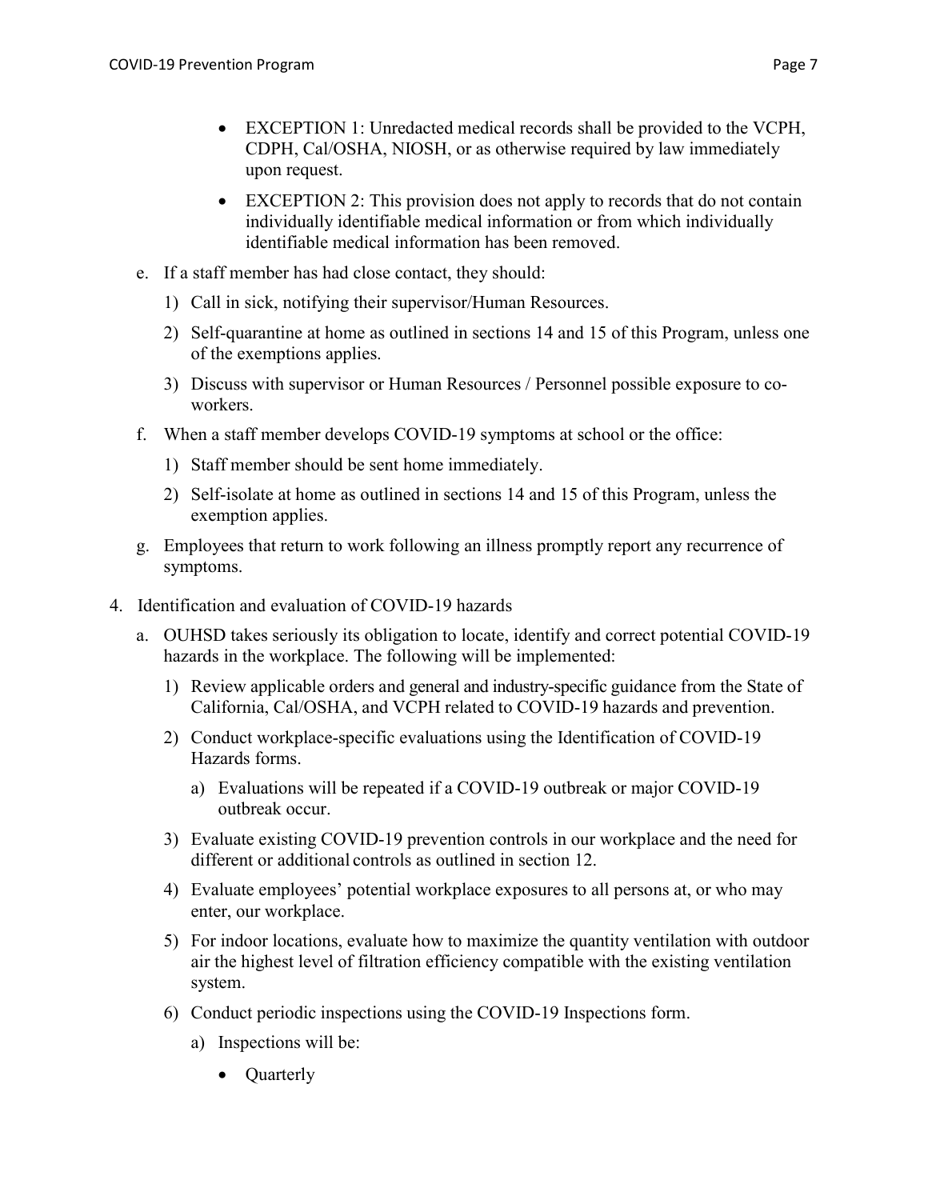- EXCEPTION 1: Unredacted medical records shall be provided to the VCPH, CDPH, Cal/OSHA, NIOSH, or as otherwise required by law immediately upon request.
- EXCEPTION 2: This provision does not apply to records that do not contain individually identifiable medical information or from which individually identifiable medical information has been removed.

e. If a staff member has had close contact, they should:
   1) Call in sick, notifying their supervisor/Human Resources.
   2) Self-quarantine at home as outlined in sections 14 and 15 of this Program, unless one of the exemptions applies.
   3) Discuss with supervisor or Human Resources / Personnel possible exposure to co-workers.

f. When a staff member develops COVID-19 symptoms at school or the office:
   1) Staff member should be sent home immediately.
   2) Self-isolate at home as outlined in sections 14 and 15 of this Program, unless the exemption applies.

g. Employees that return to work following an illness promptly report any recurrence of symptoms.

4. Identification and evaluation of COVID-19 hazards
   a. OUHSD takes seriously its obligation to locate, identify and correct potential COVID-19 hazards in the workplace. The following will be implemented:
      1) Review applicable orders and general and industry-specific guidance from the State of California, Cal/OSHA, and VCPH related to COVID-19 hazards and prevention.
      2) Conduct workplace-specific evaluations using the Identification of COVID-19 Hazards forms.
         a) Evaluations will be repeated if a COVID-19 outbreak or major COVID-19 outbreak occur.
      3) Evaluate existing COVID-19 prevention controls in our workplace and the need for different or additional controls as outlined in section 12.
      4) Evaluate employees' potential workplace exposures to all persons at, or who may enter, our workplace.
      5) For indoor locations, evaluate how to maximize the quantity ventilation with outdoor air the highest level of filtration efficiency compatible with the existing ventilation system.
      6) Conduct periodic inspections using the COVID-19 Inspections form.
         a) Inspections will be:
            - Quarterly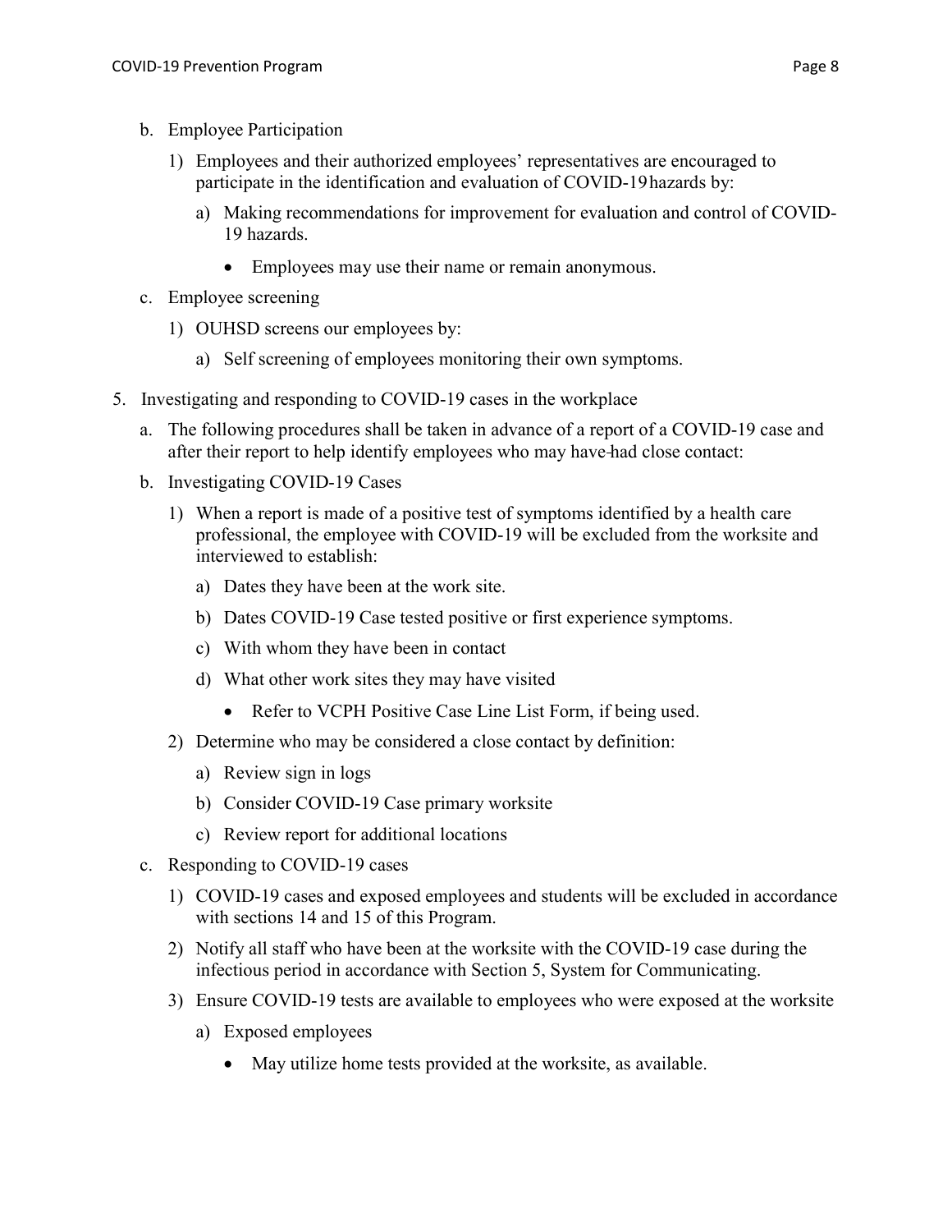b. Employee Participation

   1) Employees and their authorized employees' representatives are encouraged to participate in the identification and evaluation of COVID-19 hazards by:

      a) Making recommendations for improvement for evaluation and control of COVID-19 hazards.

         - Employees may use their name or remain anonymous.

c. Employee screening

   1) OUHSD screens our employees by:

      a) Self screening of employees monitoring their own symptoms.

5. Investigating and responding to COVID-19 cases in the workplace

   a. The following procedures shall be taken in advance of a report of a COVID-19 case and after their report to help identify employees who may have had close contact:

   b. Investigating COVID-19 Cases

      1) When a report is made of a positive test of symptoms identified by a health care professional, the employee with COVID-19 will be excluded from the worksite and interviewed to establish:

         a) Dates they have been at the work site.

         b) Dates COVID-19 Case tested positive or first experience symptoms.

         c) With whom they have been in contact

         d) What other work sites they may have visited

            - Refer to VCPH Positive Case Line List Form, if being used.

      2) Determine who may be considered a close contact by definition:

         a) Review sign in logs

         b) Consider COVID-19 Case primary worksite

         c) Review report for additional locations

   c. Responding to COVID-19 cases

      1) COVID-19 cases and exposed employees and students will be excluded in accordance with sections 14 and 15 of this Program.

      2) Notify all staff who have been at the worksite with the COVID-19 case during the infectious period in accordance with Section 5, System for Communicating.

      3) Ensure COVID-19 tests are available to employees who were exposed at the worksite

         a) Exposed employees

            - May utilize home tests provided at the worksite, as available.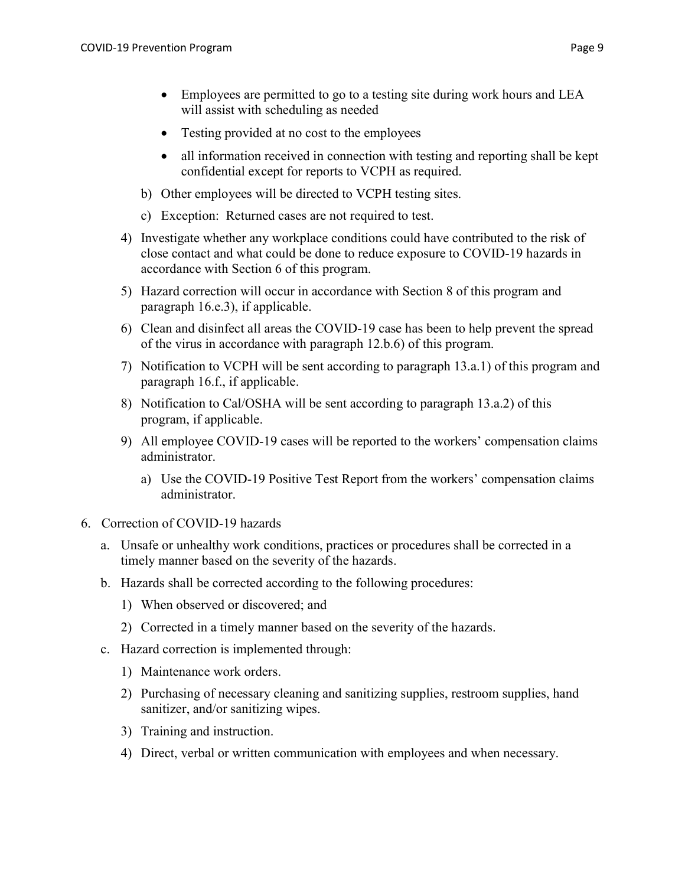- Employees are permitted to go to a testing site during work hours and LEA will assist with scheduling as needed
- Testing provided at no cost to the employees
- all information received in connection with testing and reporting shall be kept confidential except for reports to VCPH as required.

b) Other employees will be directed to VCPH testing sites.

c) Exception: Returned cases are not required to test.

4) Investigate whether any workplace conditions could have contributed to the risk of close contact and what could be done to reduce exposure to COVID-19 hazards in accordance with Section 6 of this program.

5) Hazard correction will occur in accordance with Section 8 of this program and paragraph 16.e.3), if applicable.

6) Clean and disinfect all areas the COVID-19 case has been to help prevent the spread of the virus in accordance with paragraph 12.b.6) of this program.

7) Notification to VCPH will be sent according to paragraph 13.a.1) of this program and paragraph 16.f., if applicable.

8) Notification to Cal/OSHA will be sent according to paragraph 13.a.2) of this program, if applicable.

9) All employee COVID-19 cases will be reported to the workers' compensation claims administrator.

   a) Use the COVID-19 Positive Test Report from the workers' compensation claims administrator.

6. Correction of COVID-19 hazards

   a. Unsafe or unhealthy work conditions, practices or procedures shall be corrected in a timely manner based on the severity of the hazards.

   b. Hazards shall be corrected according to the following procedures:

      1) When observed or discovered; and

      2) Corrected in a timely manner based on the severity of the hazards.

   c. Hazard correction is implemented through:

      1) Maintenance work orders.

      2) Purchasing of necessary cleaning and sanitizing supplies, restroom supplies, hand sanitizer, and/or sanitizing wipes.

      3) Training and instruction.

      4) Direct, verbal or written communication with employees and when necessary.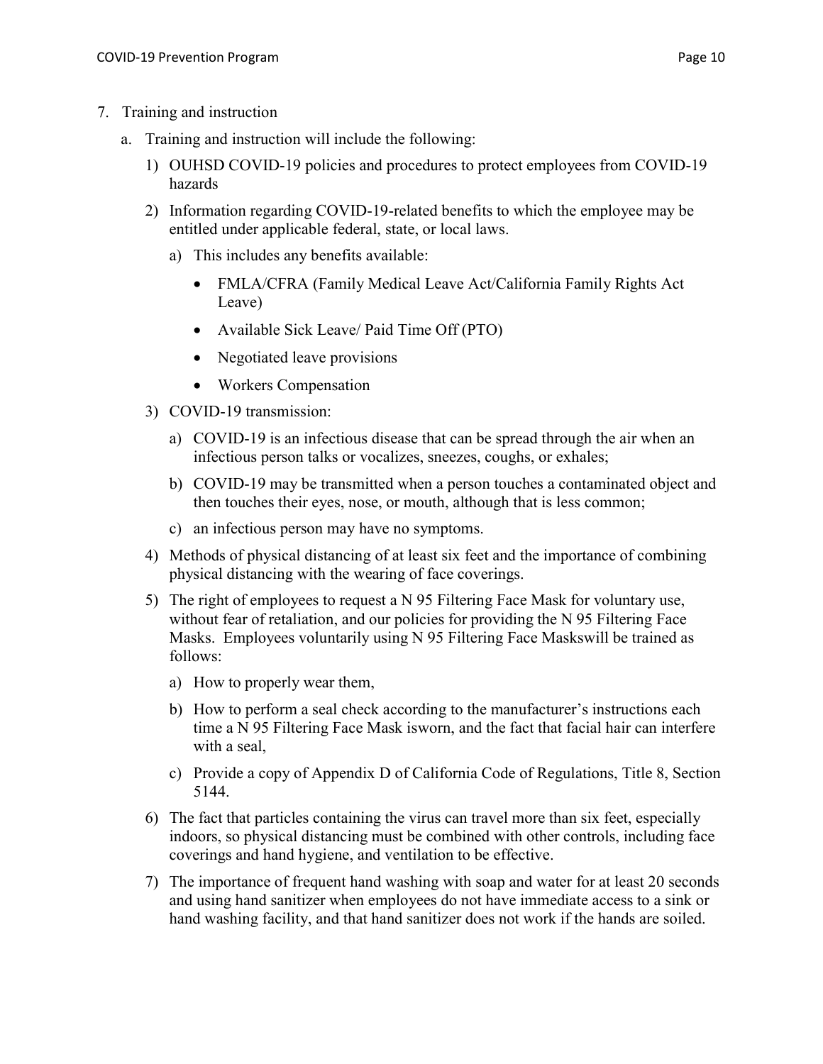7. Training and instruction

   a. Training and instruction will include the following:

      1) OUHSD COVID-19 policies and procedures to protect employees from COVID-19 hazards

      2) Information regarding COVID-19-related benefits to which the employee may be entitled under applicable federal, state, or local laws.

         a) This includes any benefits available:

            - FMLA/CFRA (Family Medical Leave Act/California Family Rights Act Leave)
            - Available Sick Leave/ Paid Time Off (PTO)
            - Negotiated leave provisions
            - Workers Compensation

      3) COVID-19 transmission:

         a) COVID-19 is an infectious disease that can be spread through the air when an infectious person talks or vocalizes, sneezes, coughs, or exhales;

         b) COVID-19 may be transmitted when a person touches a contaminated object and then touches their eyes, nose, or mouth, although that is less common;

         c) an infectious person may have no symptoms.

      4) Methods of physical distancing of at least six feet and the importance of combining physical distancing with the wearing of face coverings.

      5) The right of employees to request a N 95 Filtering Face Mask for voluntary use, without fear of retaliation, and our policies for providing the N 95 Filtering Face Masks. Employees voluntarily using N 95 Filtering Face Maskswill be trained as follows:

         a) How to properly wear them,

         b) How to perform a seal check according to the manufacturer's instructions each time a N 95 Filtering Face Mask isworn, and the fact that facial hair can interfere with a seal,

         c) Provide a copy of Appendix D of California Code of Regulations, Title 8, Section 5144.

      6) The fact that particles containing the virus can travel more than six feet, especially indoors, so physical distancing must be combined with other controls, including face coverings and hand hygiene, and ventilation to be effective.

      7) The importance of frequent hand washing with soap and water for at least 20 seconds and using hand sanitizer when employees do not have immediate access to a sink or hand washing facility, and that hand sanitizer does not work if the hands are soiled.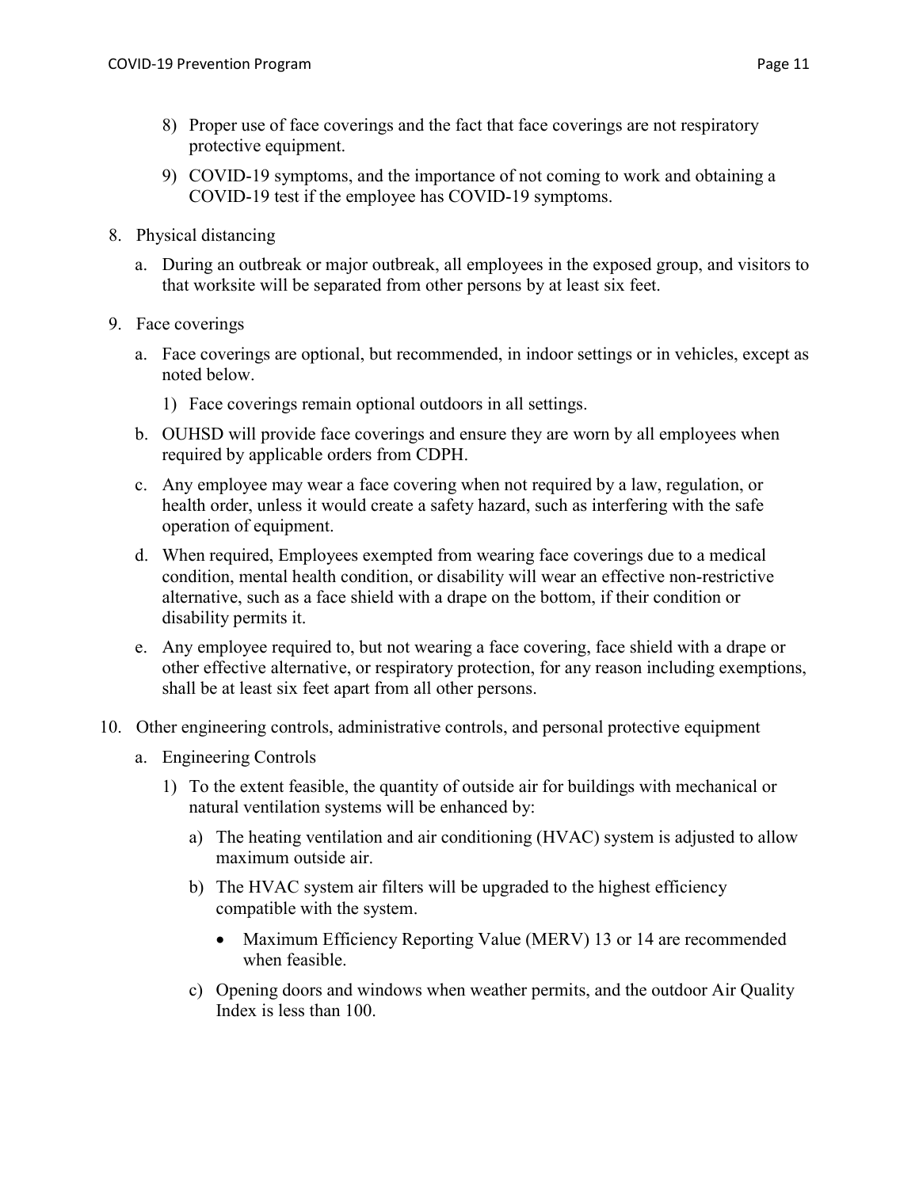8) Proper use of face coverings and the fact that face coverings are not respiratory protective equipment.

9) COVID-19 symptoms, and the importance of not coming to work and obtaining a COVID-19 test if the employee has COVID-19 symptoms.

8. Physical distancing

   a. During an outbreak or major outbreak, all employees in the exposed group, and visitors to that worksite will be separated from other persons by at least six feet.

9. Face coverings

   a. Face coverings are optional, but recommended, in indoor settings or in vehicles, except as noted below.

      1) Face coverings remain optional outdoors in all settings.

   b. OUHSD will provide face coverings and ensure they are worn by all employees when required by applicable orders from CDPH.

   c. Any employee may wear a face covering when not required by a law, regulation, or health order, unless it would create a safety hazard, such as interfering with the safe operation of equipment.

   d. When required, Employees exempted from wearing face coverings due to a medical condition, mental health condition, or disability will wear an effective non-restrictive alternative, such as a face shield with a drape on the bottom, if their condition or disability permits it.

   e. Any employee required to, but not wearing a face covering, face shield with a drape or other effective alternative, or respiratory protection, for any reason including exemptions, shall be at least six feet apart from all other persons.

10. Other engineering controls, administrative controls, and personal protective equipment

    a. Engineering Controls

       1) To the extent feasible, the quantity of outside air for buildings with mechanical or natural ventilation systems will be enhanced by:

          a) The heating ventilation and air conditioning (HVAC) system is adjusted to allow maximum outside air.

          b) The HVAC system air filters will be upgraded to the highest efficiency compatible with the system.

             - Maximum Efficiency Reporting Value (MERV) 13 or 14 are recommended when feasible.

          c) Opening doors and windows when weather permits, and the outdoor Air Quality Index is less than 100.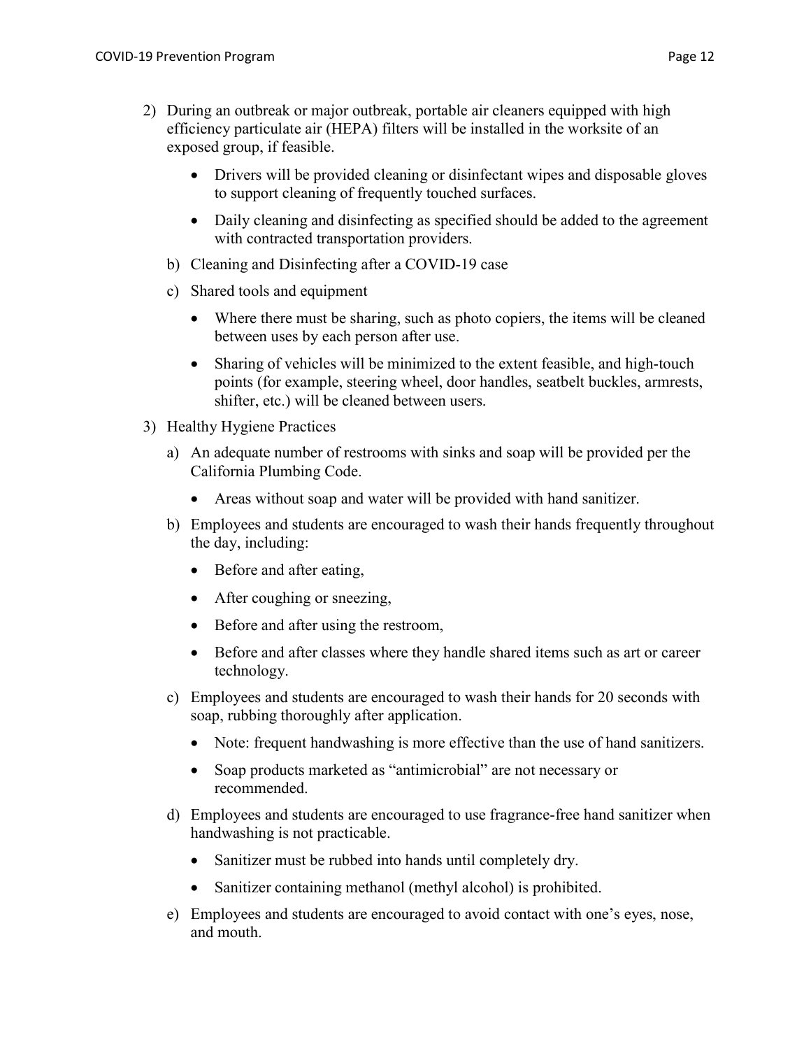2) During an outbreak or major outbreak, portable air cleaners equipped with high efficiency particulate air (HEPA) filters will be installed in the worksite of an exposed group, if feasible.

    - Drivers will be provided cleaning or disinfectant wipes and disposable gloves to support cleaning of frequently touched surfaces.
    - Daily cleaning and disinfecting as specified should be added to the agreement with contracted transportation providers.

  b) Cleaning and Disinfecting after a COVID-19 case

  c) Shared tools and equipment

    - Where there must be sharing, such as photo copiers, the items will be cleaned between uses by each person after use.
    - Sharing of vehicles will be minimized to the extent feasible, and high-touch points (for example, steering wheel, door handles, seatbelt buckles, armrests, shifter, etc.) will be cleaned between users.

3) Healthy Hygiene Practices

  a) An adequate number of restrooms with sinks and soap will be provided per the California Plumbing Code.

    - Areas without soap and water will be provided with hand sanitizer.

  b) Employees and students are encouraged to wash their hands frequently throughout the day, including:

    - Before and after eating,
    - After coughing or sneezing,
    - Before and after using the restroom,
    - Before and after classes where they handle shared items such as art or career technology.

  c) Employees and students are encouraged to wash their hands for 20 seconds with soap, rubbing thoroughly after application.

    - Note: frequent handwashing is more effective than the use of hand sanitizers.
    - Soap products marketed as "antimicrobial" are not necessary or recommended.

  d) Employees and students are encouraged to use fragrance-free hand sanitizer when handwashing is not practicable.

    - Sanitizer must be rubbed into hands until completely dry.
    - Sanitizer containing methanol (methyl alcohol) is prohibited.

  e) Employees and students are encouraged to avoid contact with one's eyes, nose, and mouth.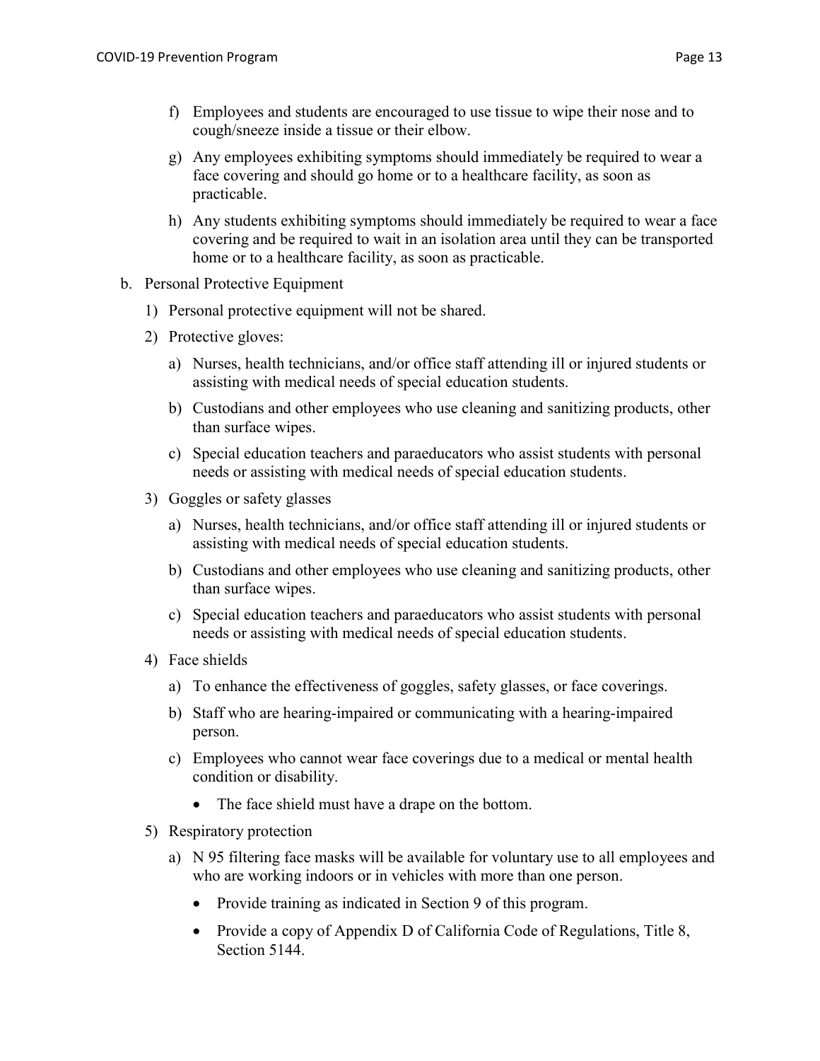f) Employees and students are encouraged to use tissue to wipe their nose and to cough/sneeze inside a tissue or their elbow.

g) Any employees exhibiting symptoms should immediately be required to wear a face covering and should go home or to a healthcare facility, as soon as practicable.

h) Any students exhibiting symptoms should immediately be required to wear a face covering and be required to wait in an isolation area until they can be transported home or to a healthcare facility, as soon as practicable.

b. Personal Protective Equipment

1) Personal protective equipment will not be shared.

2) Protective gloves:

   a) Nurses, health technicians, and/or office staff attending ill or injured students or assisting with medical needs of special education students.

   b) Custodians and other employees who use cleaning and sanitizing products, other than surface wipes.

   c) Special education teachers and paraeducators who assist students with personal needs or assisting with medical needs of special education students.

3) Goggles or safety glasses

   a) Nurses, health technicians, and/or office staff attending ill or injured students or assisting with medical needs of special education students.

   b) Custodians and other employees who use cleaning and sanitizing products, other than surface wipes.

   c) Special education teachers and paraeducators who assist students with personal needs or assisting with medical needs of special education students.

4) Face shields

   a) To enhance the effectiveness of goggles, safety glasses, or face coverings.

   b) Staff who are hearing-impaired or communicating with a hearing-impaired person.

   c) Employees who cannot wear face coverings due to a medical or mental health condition or disability.

      - The face shield must have a drape on the bottom.

5) Respiratory protection

   a) N 95 filtering face masks will be available for voluntary use to all employees and who are working indoors or in vehicles with more than one person.

      - Provide training as indicated in Section 9 of this program.
      - Provide a copy of Appendix D of California Code of Regulations, Title 8, Section 5144.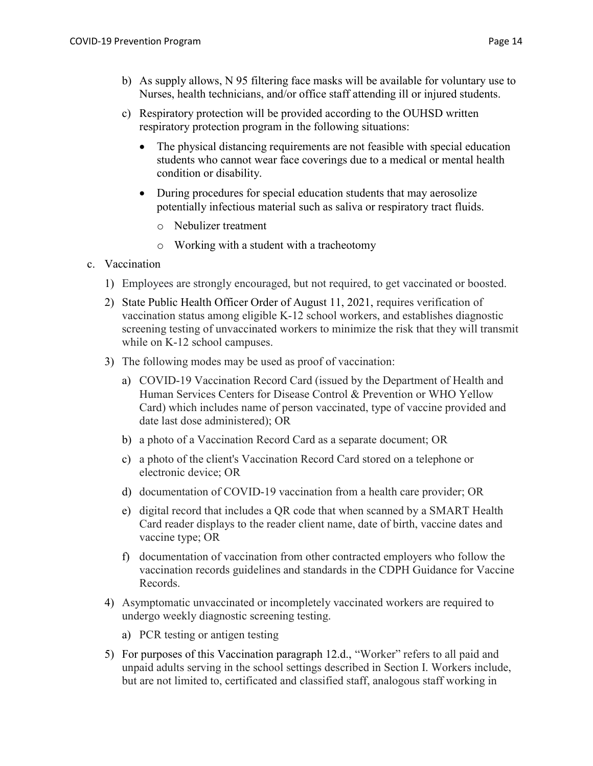b) As supply allows, N 95 filtering face masks will be available for voluntary use to Nurses, health technicians, and/or office staff attending ill or injured students.

c) Respiratory protection will be provided according to the OUHSD written respiratory protection program in the following situations:

- The physical distancing requirements are not feasible with special education students who cannot wear face coverings due to a medical or mental health condition or disability.
- During procedures for special education students that may aerosolize potentially infectious material such as saliva or respiratory tract fluids.
  - Nebulizer treatment
  - Working with a student with a tracheotomy

c. Vaccination

1) Employees are strongly encouraged, but not required, to get vaccinated or boosted.

2) State Public Health Officer Order of August 11, 2021, requires verification of vaccination status among eligible K-12 school workers, and establishes diagnostic screening testing of unvaccinated workers to minimize the risk that they will transmit while on K-12 school campuses.

3) The following modes may be used as proof of vaccination:

   a) COVID-19 Vaccination Record Card (issued by the Department of Health and Human Services Centers for Disease Control & Prevention or WHO Yellow Card) which includes name of person vaccinated, type of vaccine provided and date last dose administered); OR

   b) a photo of a Vaccination Record Card as a separate document; OR

   c) a photo of the client's Vaccination Record Card stored on a telephone or electronic device; OR

   d) documentation of COVID-19 vaccination from a health care provider; OR

   e) digital record that includes a QR code that when scanned by a SMART Health Card reader displays to the reader client name, date of birth, vaccine dates and vaccine type; OR

   f) documentation of vaccination from other contracted employers who follow the vaccination records guidelines and standards in the CDPH Guidance for Vaccine Records.

4) Asymptomatic unvaccinated or incompletely vaccinated workers are required to undergo weekly diagnostic screening testing.

   a) PCR testing or antigen testing

5) For purposes of this Vaccination paragraph 12.d., "Worker" refers to all paid and unpaid adults serving in the school settings described in Section I. Workers include, but are not limited to, certificated and classified staff, analogous staff working in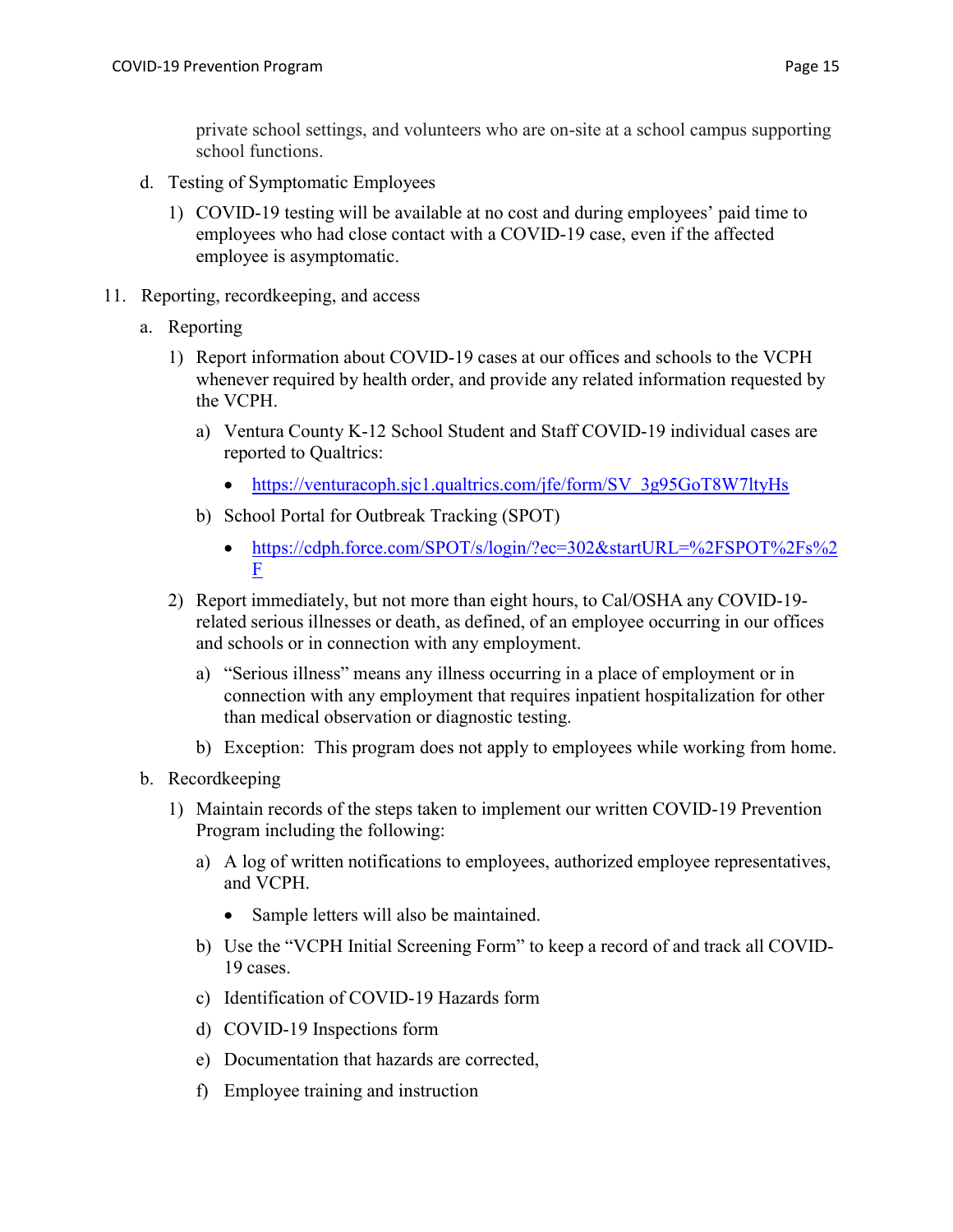private school settings, and volunteers who are on-site at a school campus supporting school functions.

d. Testing of Symptomatic Employees

1) COVID-19 testing will be available at no cost and during employees' paid time to employees who had close contact with a COVID-19 case, even if the affected employee is asymptomatic.

11. Reporting, recordkeeping, and access

a. Reporting

1) Report information about COVID-19 cases at our offices and schools to the VCPH whenever required by health order, and provide any related information requested by the VCPH.

a) Ventura County K-12 School Student and Staff COVID-19 individual cases are reported to Qualtrics:

- https://venturacoph.sjc1.qualtrics.com/jfe/form/SV_3g95GoT8W7ltyHs

b) School Portal for Outbreak Tracking (SPOT)

- https://cdph.force.com/SPOT/s/login/?ec=302&startURL=%2FSPOT%2Fs%2F

2) Report immediately, but not more than eight hours, to Cal/OSHA any COVID-19-related serious illnesses or death, as defined, of an employee occurring in our offices and schools or in connection with any employment.

a) "Serious illness" means any illness occurring in a place of employment or in connection with any employment that requires inpatient hospitalization for other than medical observation or diagnostic testing.

b) Exception: This program does not apply to employees while working from home.

b. Recordkeeping

1) Maintain records of the steps taken to implement our written COVID-19 Prevention Program including the following:

a) A log of written notifications to employees, authorized employee representatives, and VCPH.

- Sample letters will also be maintained.

b) Use the "VCPH Initial Screening Form" to keep a record of and track all COVID-19 cases.

c) Identification of COVID-19 Hazards form

d) COVID-19 Inspections form

e) Documentation that hazards are corrected,

f) Employee training and instruction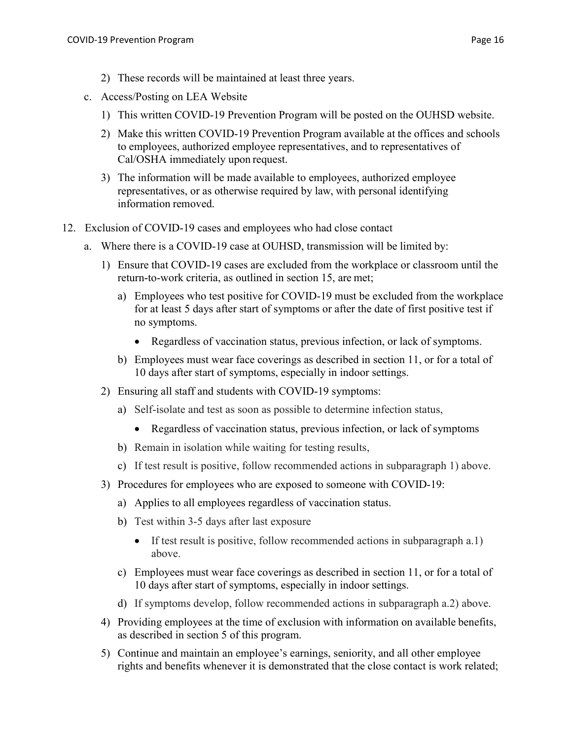2) These records will be maintained at least three years.

c. Access/Posting on LEA Website

1) This written COVID-19 Prevention Program will be posted on the OUHSD website.

2) Make this written COVID-19 Prevention Program available at the offices and schools to employees, authorized employee representatives, and to representatives of Cal/OSHA immediately upon request.

3) The information will be made available to employees, authorized employee representatives, or as otherwise required by law, with personal identifying information removed.

12. Exclusion of COVID-19 cases and employees who had close contact

a. Where there is a COVID-19 case at OUHSD, transmission will be limited by:

1) Ensure that COVID-19 cases are excluded from the workplace or classroom until the return-to-work criteria, as outlined in section 15, are met;

a) Employees who test positive for COVID-19 must be excluded from the workplace for at least 5 days after start of symptoms or after the date of first positive test if no symptoms.

- Regardless of vaccination status, previous infection, or lack of symptoms.

b) Employees must wear face coverings as described in section 11, or for a total of 10 days after start of symptoms, especially in indoor settings.

2) Ensuring all staff and students with COVID-19 symptoms:

a) Self-isolate and test as soon as possible to determine infection status,

- Regardless of vaccination status, previous infection, or lack of symptoms

b) Remain in isolation while waiting for testing results,

c) If test result is positive, follow recommended actions in subparagraph 1) above.

3) Procedures for employees who are exposed to someone with COVID-19:

a) Applies to all employees regardless of vaccination status.

b) Test within 3-5 days after last exposure

- If test result is positive, follow recommended actions in subparagraph a.1) above.

c) Employees must wear face coverings as described in section 11, or for a total of 10 days after start of symptoms, especially in indoor settings.

d) If symptoms develop, follow recommended actions in subparagraph a.2) above.

4) Providing employees at the time of exclusion with information on available benefits, as described in section 5 of this program.

5) Continue and maintain an employee's earnings, seniority, and all other employee rights and benefits whenever it is demonstrated that the close contact is work related;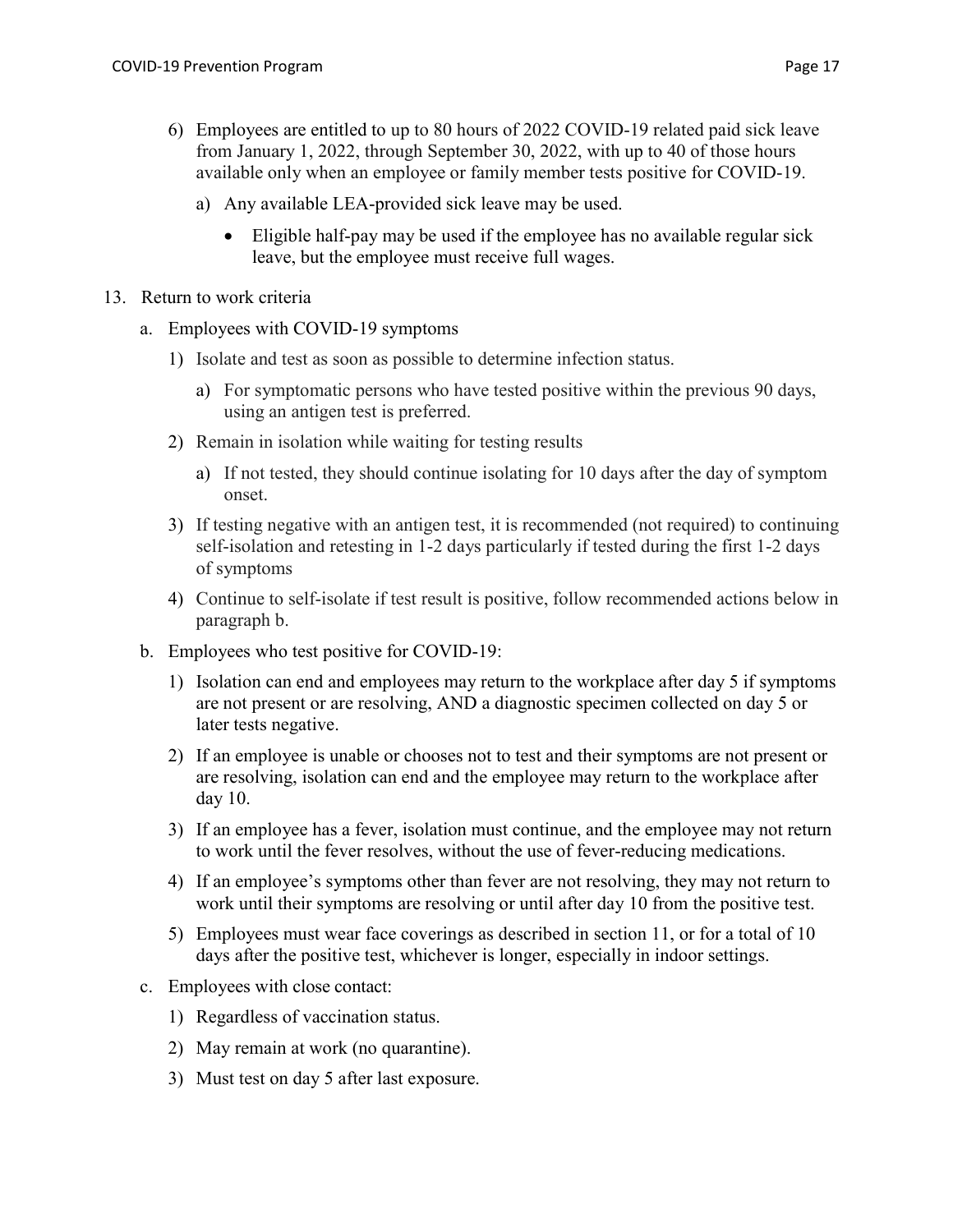6) Employees are entitled to up to 80 hours of 2022 COVID-19 related paid sick leave from January 1, 2022, through September 30, 2022, with up to 40 of those hours available only when an employee or family member tests positive for COVID-19.

   a) Any available LEA-provided sick leave may be used.

      - Eligible half-pay may be used if the employee has no available regular sick leave, but the employee must receive full wages.

13. Return to work criteria

    a. Employees with COVID-19 symptoms

       1) Isolate and test as soon as possible to determine infection status.

          a) For symptomatic persons who have tested positive within the previous 90 days, using an antigen test is preferred.

       2) Remain in isolation while waiting for testing results

          a) If not tested, they should continue isolating for 10 days after the day of symptom onset.

       3) If testing negative with an antigen test, it is recommended (not required) to continuing self-isolation and retesting in 1-2 days particularly if tested during the first 1-2 days of symptoms

       4) Continue to self-isolate if test result is positive, follow recommended actions below in paragraph b.

    b. Employees who test positive for COVID-19:

       1) Isolation can end and employees may return to the workplace after day 5 if symptoms are not present or are resolving, AND a diagnostic specimen collected on day 5 or later tests negative.

       2) If an employee is unable or chooses not to test and their symptoms are not present or are resolving, isolation can end and the employee may return to the workplace after day 10.

       3) If an employee has a fever, isolation must continue, and the employee may not return to work until the fever resolves, without the use of fever-reducing medications.

       4) If an employee's symptoms other than fever are not resolving, they may not return to work until their symptoms are resolving or until after day 10 from the positive test.

       5) Employees must wear face coverings as described in section 11, or for a total of 10 days after the positive test, whichever is longer, especially in indoor settings.

    c. Employees with close contact:

       1) Regardless of vaccination status.

       2) May remain at work (no quarantine).

       3) Must test on day 5 after last exposure.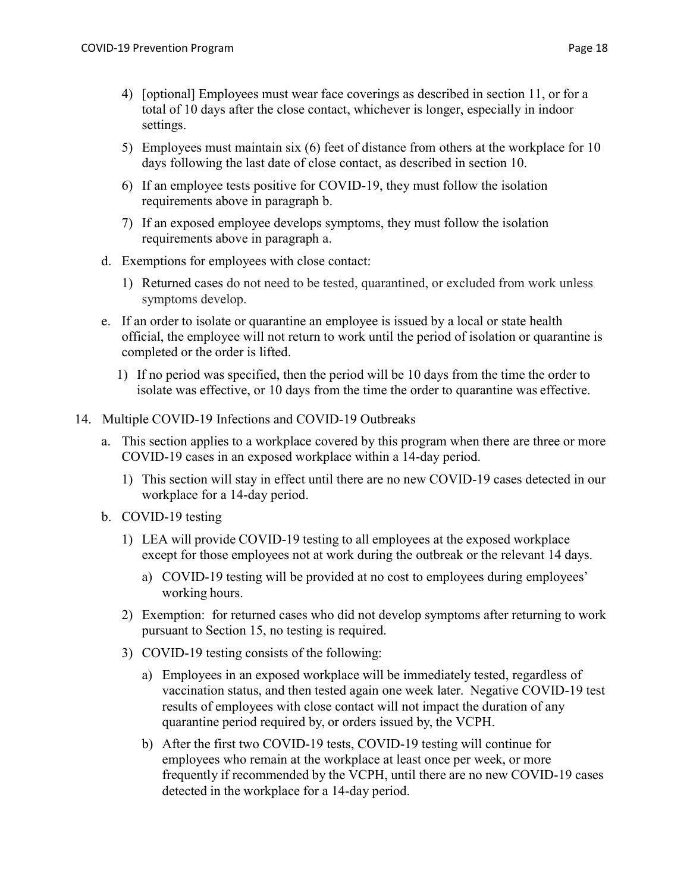4) [optional] Employees must wear face coverings as described in section 11, or for a total of 10 days after the close contact, whichever is longer, especially in indoor settings.

5) Employees must maintain six (6) feet of distance from others at the workplace for 10 days following the last date of close contact, as described in section 10.

6) If an employee tests positive for COVID-19, they must follow the isolation requirements above in paragraph b.

7) If an exposed employee develops symptoms, they must follow the isolation requirements above in paragraph a.

d. Exemptions for employees with close contact:

1) Returned cases do not need to be tested, quarantined, or excluded from work unless symptoms develop.

e. If an order to isolate or quarantine an employee is issued by a local or state health official, the employee will not return to work until the period of isolation or quarantine is completed or the order is lifted.

1) If no period was specified, then the period will be 10 days from the time the order to isolate was effective, or 10 days from the time the order to quarantine was effective.

14. Multiple COVID-19 Infections and COVID-19 Outbreaks

a. This section applies to a workplace covered by this program when there are three or more COVID-19 cases in an exposed workplace within a 14-day period.

1) This section will stay in effect until there are no new COVID-19 cases detected in our workplace for a 14-day period.

b. COVID-19 testing

1) LEA will provide COVID-19 testing to all employees at the exposed workplace except for those employees not at work during the outbreak or the relevant 14 days.

a) COVID-19 testing will be provided at no cost to employees during employees' working hours.

2) Exemption: for returned cases who did not develop symptoms after returning to work pursuant to Section 15, no testing is required.

3) COVID-19 testing consists of the following:

a) Employees in an exposed workplace will be immediately tested, regardless of vaccination status, and then tested again one week later. Negative COVID-19 test results of employees with close contact will not impact the duration of any quarantine period required by, or orders issued by, the VCPH.

b) After the first two COVID-19 tests, COVID-19 testing will continue for employees who remain at the workplace at least once per week, or more frequently if recommended by the VCPH, until there are no new COVID-19 cases detected in the workplace for a 14-day period.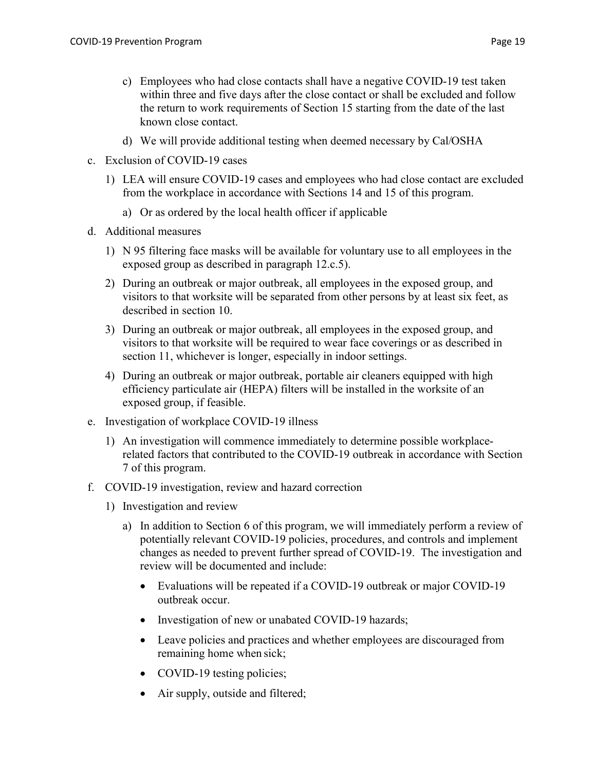- c) Employees who had close contacts shall have a negative COVID-19 test taken within three and five days after the close contact or shall be excluded and follow the return to work requirements of Section 15 starting from the date of the last known close contact.
- d) We will provide additional testing when deemed necessary by Cal/OSHA

c. Exclusion of COVID-19 cases

1) LEA will ensure COVID-19 cases and employees who had close contact are excluded from the workplace in accordance with Sections 14 and 15 of this program.
   - a) Or as ordered by the local health officer if applicable

d. Additional measures

1) N 95 filtering face masks will be available for voluntary use to all employees in the exposed group as described in paragraph 12.c.5).
2) During an outbreak or major outbreak, all employees in the exposed group, and visitors to that worksite will be separated from other persons by at least six feet, as described in section 10.
3) During an outbreak or major outbreak, all employees in the exposed group, and visitors to that worksite will be required to wear face coverings or as described in section 11, whichever is longer, especially in indoor settings.
4) During an outbreak or major outbreak, portable air cleaners equipped with high efficiency particulate air (HEPA) filters will be installed in the worksite of an exposed group, if feasible.

e. Investigation of workplace COVID-19 illness

1) An investigation will commence immediately to determine possible workplace-related factors that contributed to the COVID-19 outbreak in accordance with Section 7 of this program.

f. COVID-19 investigation, review and hazard correction

1) Investigation and review
   - a) In addition to Section 6 of this program, we will immediately perform a review of potentially relevant COVID-19 policies, procedures, and controls and implement changes as needed to prevent further spread of COVID-19. The investigation and review will be documented and include:
     - Evaluations will be repeated if a COVID-19 outbreak or major COVID-19 outbreak occur.
     - Investigation of new or unabated COVID-19 hazards;
     - Leave policies and practices and whether employees are discouraged from remaining home when sick;
     - COVID-19 testing policies;
     - Air supply, outside and filtered;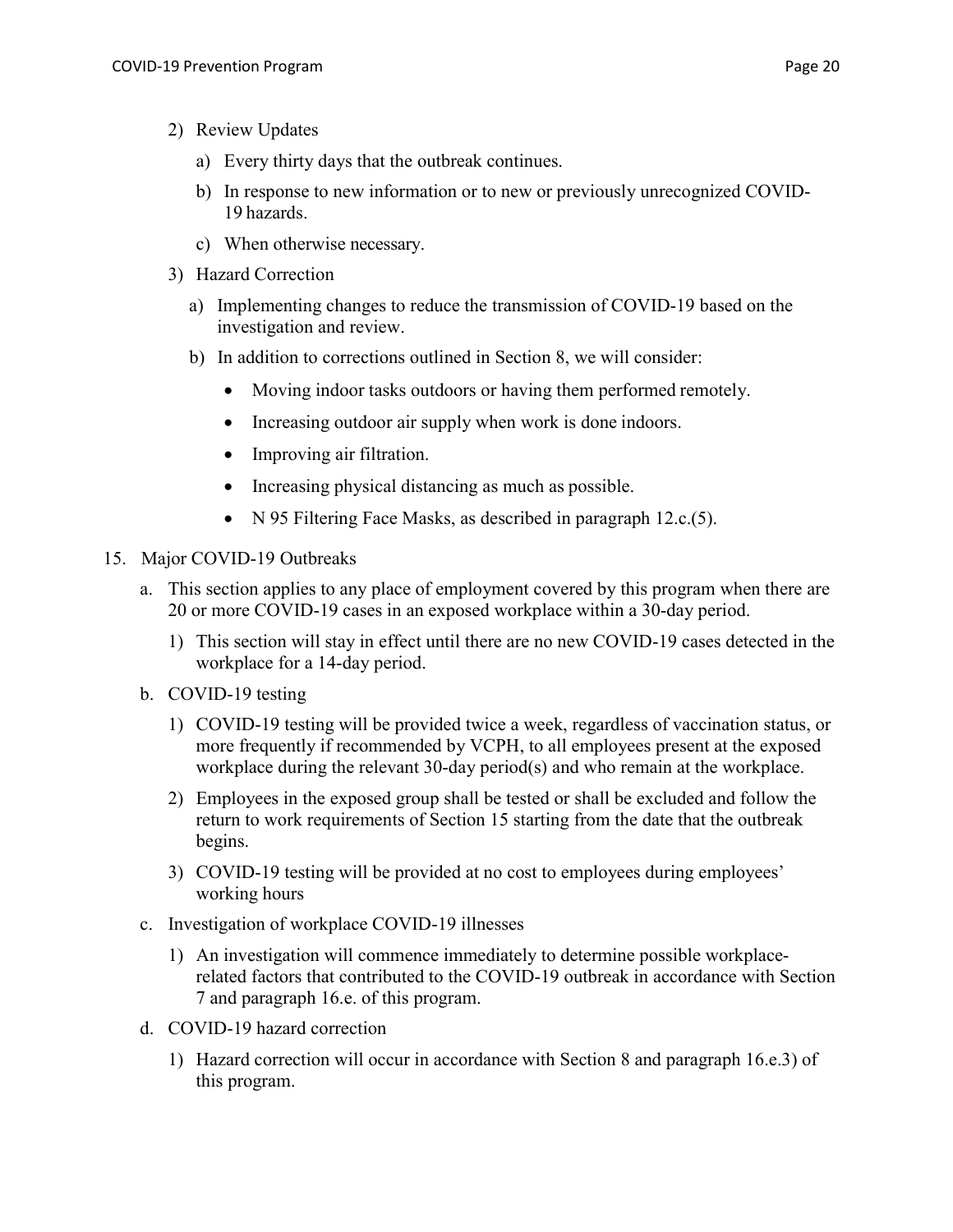2) Review Updates

   a) Every thirty days that the outbreak continues.

   b) In response to new information or to new or previously unrecognized COVID-19 hazards.

   c) When otherwise necessary.

3) Hazard Correction

   a) Implementing changes to reduce the transmission of COVID-19 based on the investigation and review.

   b) In addition to corrections outlined in Section 8, we will consider:

      - Moving indoor tasks outdoors or having them performed remotely.
      - Increasing outdoor air supply when work is done indoors.
      - Improving air filtration.
      - Increasing physical distancing as much as possible.
      - N 95 Filtering Face Masks, as described in paragraph 12.c.(5).

15. Major COVID-19 Outbreaks

   a. This section applies to any place of employment covered by this program when there are 20 or more COVID-19 cases in an exposed workplace within a 30-day period.

      1) This section will stay in effect until there are no new COVID-19 cases detected in the workplace for a 14-day period.

   b. COVID-19 testing

      1) COVID-19 testing will be provided twice a week, regardless of vaccination status, or more frequently if recommended by VCPH, to all employees present at the exposed workplace during the relevant 30-day period(s) and who remain at the workplace.

      2) Employees in the exposed group shall be tested or shall be excluded and follow the return to work requirements of Section 15 starting from the date that the outbreak begins.

      3) COVID-19 testing will be provided at no cost to employees during employees' working hours

   c. Investigation of workplace COVID-19 illnesses

      1) An investigation will commence immediately to determine possible workplace-related factors that contributed to the COVID-19 outbreak in accordance with Section 7 and paragraph 16.e. of this program.

   d. COVID-19 hazard correction

      1) Hazard correction will occur in accordance with Section 8 and paragraph 16.e.3) of this program.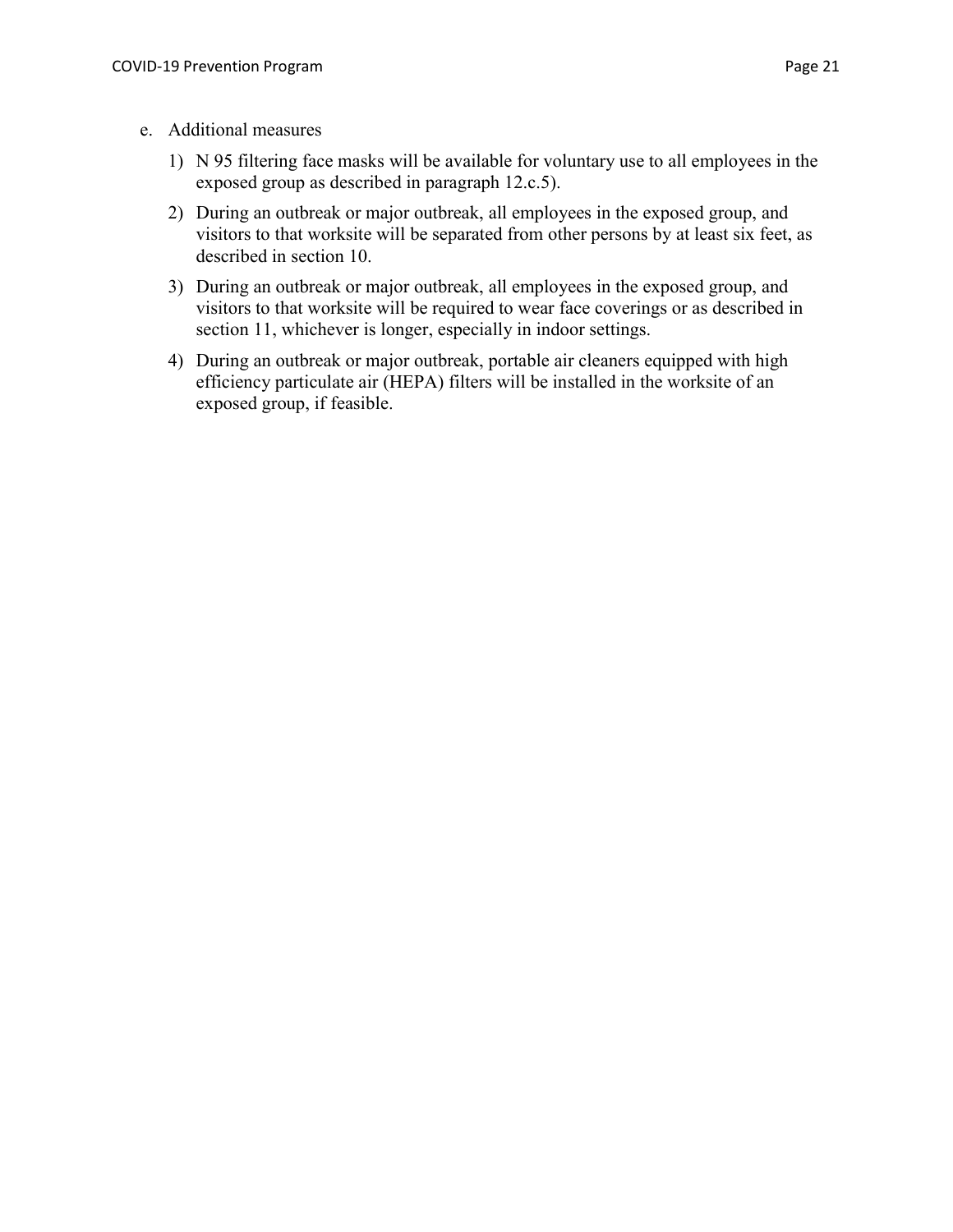e. Additional measures

1) N 95 filtering face masks will be available for voluntary use to all employees in the exposed group as described in paragraph 12.c.5).

2) During an outbreak or major outbreak, all employees in the exposed group, and visitors to that worksite will be separated from other persons by at least six feet, as described in section 10.

3) During an outbreak or major outbreak, all employees in the exposed group, and visitors to that worksite will be required to wear face coverings or as described in section 11, whichever is longer, especially in indoor settings.

4) During an outbreak or major outbreak, portable air cleaners equipped with high efficiency particulate air (HEPA) filters will be installed in the worksite of an exposed group, if feasible.